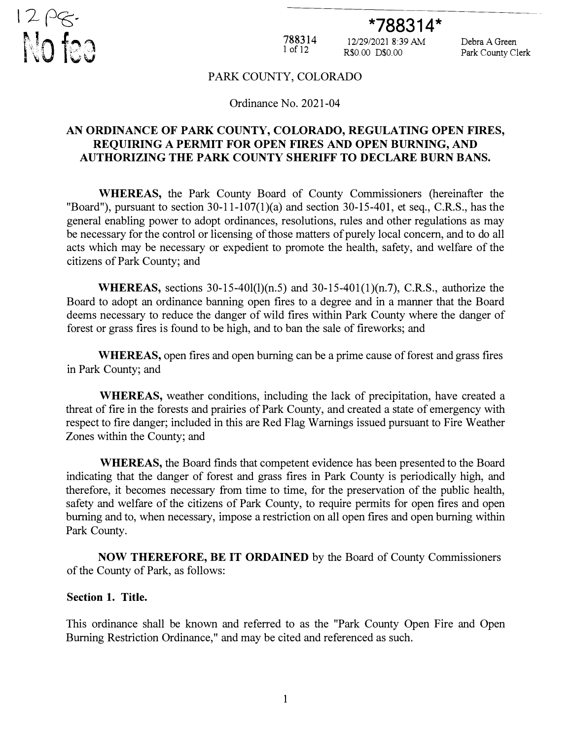12 pg.
No fee

*788314*

788314
1 of 12

12/29/2021 8:39 AM
R$0.00 D$0.00

Debra A Green
Park County Clerk

PARK COUNTY, COLORADO

Ordinance No. 2021-04

**AN ORDINANCE OF PARK COUNTY, COLORADO, REGULATING OPEN FIRES, REQUIRING A PERMIT FOR OPEN FIRES AND OPEN BURNING, AND AUTHORIZING THE PARK COUNTY SHERIFF TO DECLARE BURN BANS.**

**WHEREAS,** the Park County Board of County Commissioners (hereinafter the "Board"), pursuant to section 30-11-107(1)(a) and section 30-15-401, et seq., C.R.S., has the general enabling power to adopt ordinances, resolutions, rules and other regulations as may be necessary for the control or licensing of those matters of purely local concern, and to do all acts which may be necessary or expedient to promote the health, safety, and welfare of the citizens of Park County; and

**WHEREAS,** sections 30-15-401(l)(n.5) and 30-15-401(1)(n.7), C.R.S., authorize the Board to adopt an ordinance banning open fires to a degree and in a manner that the Board deems necessary to reduce the danger of wild fires within Park County where the danger of forest or grass fires is found to be high, and to ban the sale of fireworks; and

**WHEREAS,** open fires and open burning can be a prime cause of forest and grass fires in Park County; and

**WHEREAS,** weather conditions, including the lack of precipitation, have created a threat of fire in the forests and prairies of Park County, and created a state of emergency with respect to fire danger; included in this are Red Flag Warnings issued pursuant to Fire Weather Zones within the County; and

**WHEREAS,** the Board finds that competent evidence has been presented to the Board indicating that the danger of forest and grass fires in Park County is periodically high, and therefore, it becomes necessary from time to time, for the preservation of the public health, safety and welfare of the citizens of Park County, to require permits for open fires and open burning and to, when necessary, impose a restriction on all open fires and open burning within Park County.

**NOW THEREFORE, BE IT ORDAINED** by the Board of County Commissioners of the County of Park, as follows:

**Section 1. Title.**

This ordinance shall be known and referred to as the "Park County Open Fire and Open Burning Restriction Ordinance," and may be cited and referenced as such.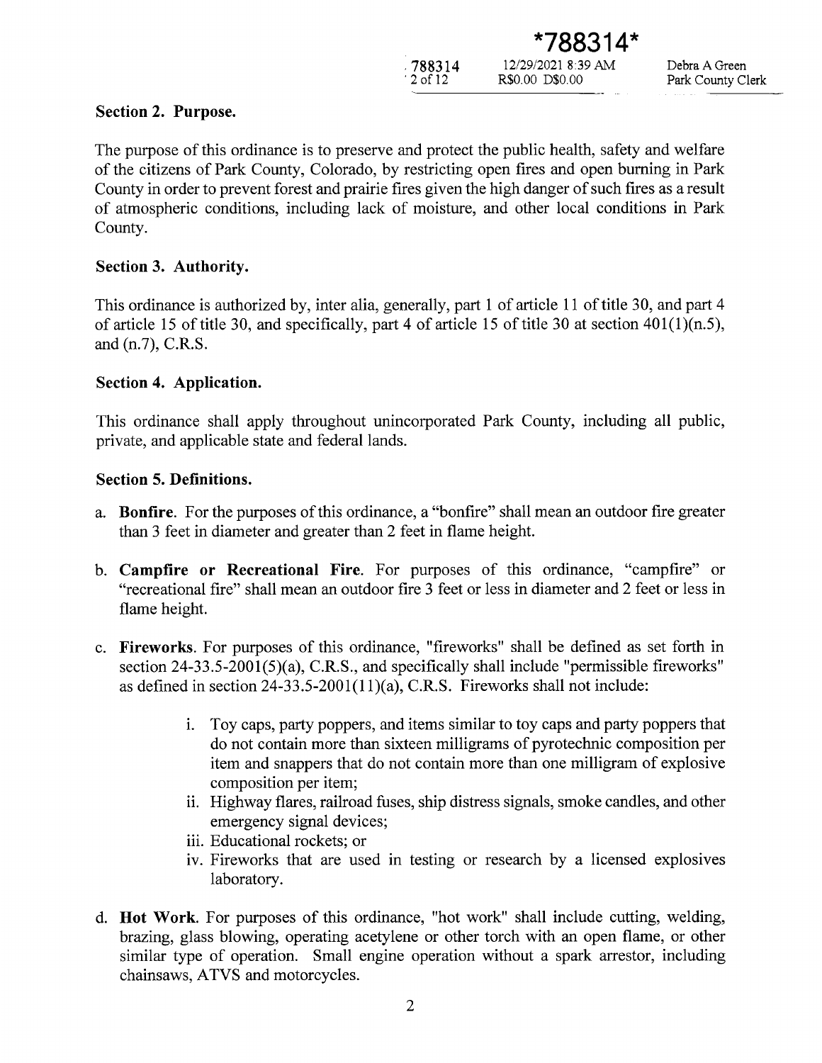## Section 2. Purpose.

The purpose of this ordinance is to preserve and protect the public health, safety and welfare of the citizens of Park County, Colorado, by restricting open fires and open burning in Park County in order to prevent forest and prairie fires given the high danger of such fires as a result of atmospheric conditions, including lack of moisture, and other local conditions in Park County.

## Section 3. Authority.

This ordinance is authorized by, inter alia, generally, part 1 of article 11 of title 30, and part 4 of article 15 of title 30, and specifically, part 4 of article 15 of title 30 at section 401(1)(n.5), and (n.7), C.R.S.

## Section 4. Application.

This ordinance shall apply throughout unincorporated Park County, including all public, private, and applicable state and federal lands.

## Section 5. Definitions.

a. **Bonfire**. For the purposes of this ordinance, a "bonfire" shall mean an outdoor fire greater than 3 feet in diameter and greater than 2 feet in flame height.

b. **Campfire or Recreational Fire**. For purposes of this ordinance, "campfire" or "recreational fire" shall mean an outdoor fire 3 feet or less in diameter and 2 feet or less in flame height.

c. **Fireworks**. For purposes of this ordinance, "fireworks" shall be defined as set forth in section 24-33.5-2001(5)(a), C.R.S., and specifically shall include "permissible fireworks" as defined in section 24-33.5-2001(11)(a), C.R.S. Fireworks shall not include:

   i. Toy caps, party poppers, and items similar to toy caps and party poppers that do not contain more than sixteen milligrams of pyrotechnic composition per item and snappers that do not contain more than one milligram of explosive composition per item;
   
   ii. Highway flares, railroad fuses, ship distress signals, smoke candles, and other emergency signal devices;
   
   iii. Educational rockets; or
   
   iv. Fireworks that are used in testing or research by a licensed explosives laboratory.

d. **Hot Work**. For purposes of this ordinance, "hot work" shall include cutting, welding, brazing, glass blowing, operating acetylene or other torch with an open flame, or other similar type of operation. Small engine operation without a spark arrestor, including chainsaws, ATVS and motorcycles.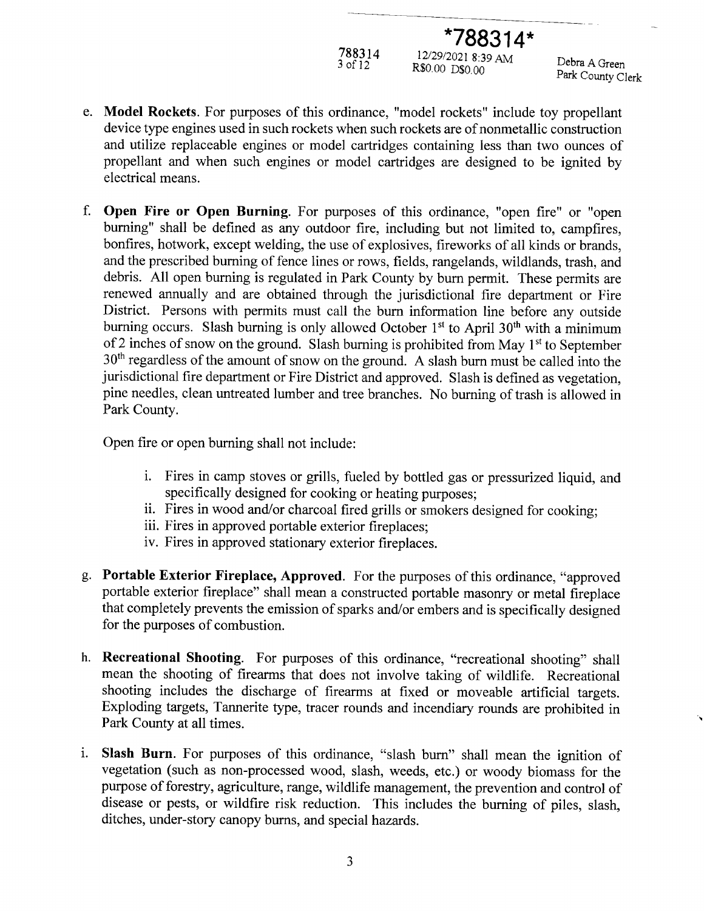e. **Model Rockets**. For purposes of this ordinance, "model rockets" include toy propellant device type engines used in such rockets when such rockets are of nonmetallic construction and utilize replaceable engines or model cartridges containing less than two ounces of propellant and when such engines or model cartridges are designed to be ignited by electrical means.

f. **Open Fire or Open Burning**. For purposes of this ordinance, "open fire" or "open burning" shall be defined as any outdoor fire, including but not limited to, campfires, bonfires, hotwork, except welding, the use of explosives, fireworks of all kinds or brands, and the prescribed burning of fence lines or rows, fields, rangelands, wildlands, trash, and debris. All open burning is regulated in Park County by burn permit. These permits are renewed annually and are obtained through the jurisdictional fire department or Fire District. Persons with permits must call the burn information line before any outside burning occurs. Slash burning is only allowed October 1st to April 30th with a minimum of 2 inches of snow on the ground. Slash burning is prohibited from May 1st to September 30th regardless of the amount of snow on the ground. A slash burn must be called into the jurisdictional fire department or Fire District and approved. Slash is defined as vegetation, pine needles, clean untreated lumber and tree branches. No burning of trash is allowed in Park County.

   Open fire or open burning shall not include:

   i. Fires in camp stoves or grills, fueled by bottled gas or pressurized liquid, and specifically designed for cooking or heating purposes;
   ii. Fires in wood and/or charcoal fired grills or smokers designed for cooking;
   iii. Fires in approved portable exterior fireplaces;
   iv. Fires in approved stationary exterior fireplaces.

g. **Portable Exterior Fireplace, Approved**. For the purposes of this ordinance, "approved portable exterior fireplace" shall mean a constructed portable masonry or metal fireplace that completely prevents the emission of sparks and/or embers and is specifically designed for the purposes of combustion.

h. **Recreational Shooting**. For purposes of this ordinance, "recreational shooting" shall mean the shooting of firearms that does not involve taking of wildlife. Recreational shooting includes the discharge of firearms at fixed or moveable artificial targets. Exploding targets, Tannerite type, tracer rounds and incendiary rounds are prohibited in Park County at all times.

i. **Slash Burn**. For purposes of this ordinance, "slash burn" shall mean the ignition of vegetation (such as non-processed wood, slash, weeds, etc.) or woody biomass for the purpose of forestry, agriculture, range, wildlife management, the prevention and control of disease or pests, or wildfire risk reduction. This includes the burning of piles, slash, ditches, under-story canopy burns, and special hazards.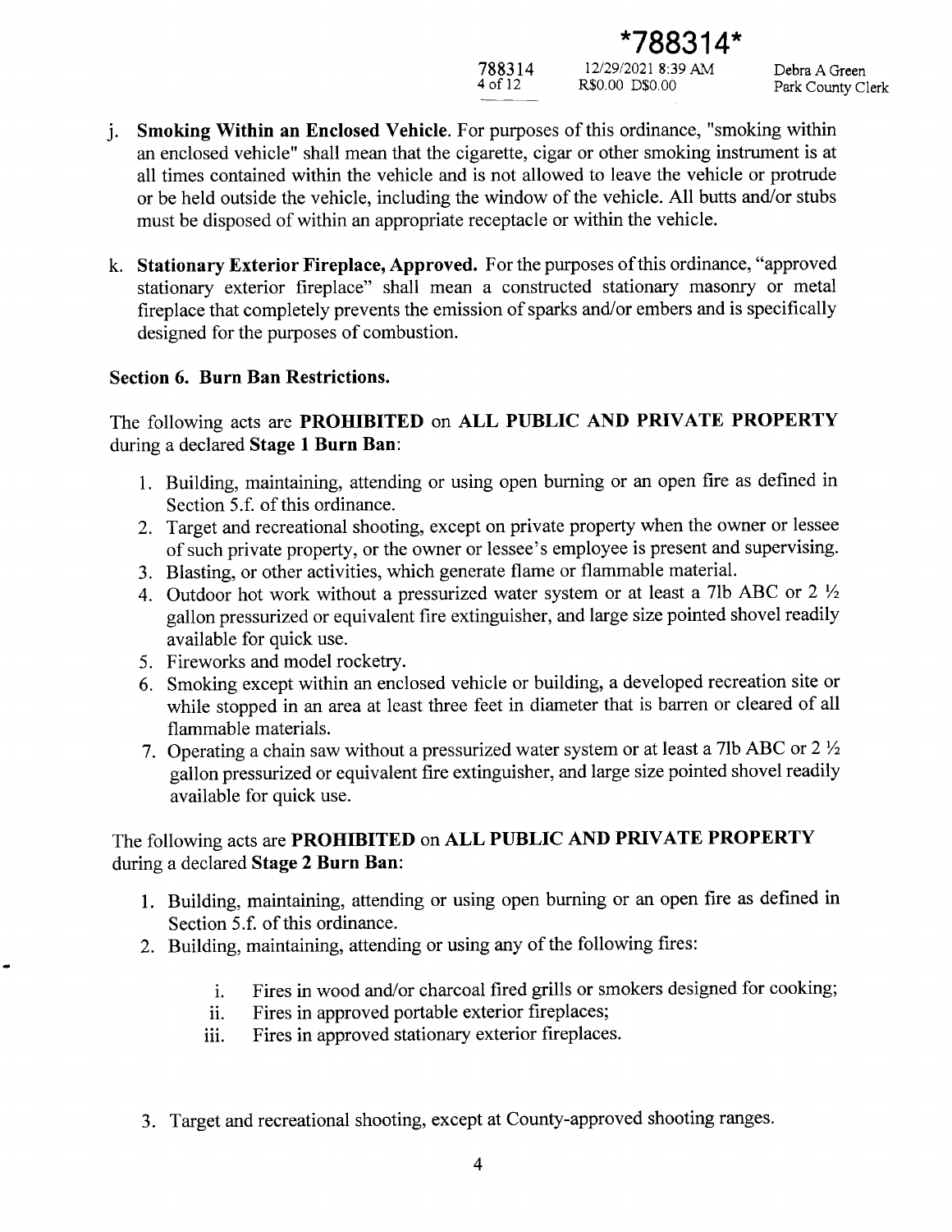j. **Smoking Within an Enclosed Vehicle.** For purposes of this ordinance, "smoking within an enclosed vehicle" shall mean that the cigarette, cigar or other smoking instrument is at all times contained within the vehicle and is not allowed to leave the vehicle or protrude or be held outside the vehicle, including the window of the vehicle. All butts and/or stubs must be disposed of within an appropriate receptacle or within the vehicle.

k. **Stationary Exterior Fireplace, Approved.** For the purposes of this ordinance, "approved stationary exterior fireplace" shall mean a constructed stationary masonry or metal fireplace that completely prevents the emission of sparks and/or embers and is specifically designed for the purposes of combustion.

**Section 6. Burn Ban Restrictions.**

The following acts are **PROHIBITED** on **ALL PUBLIC AND PRIVATE PROPERTY** during a declared **Stage 1 Burn Ban**:

1. Building, maintaining, attending or using open burning or an open fire as defined in Section 5.f. of this ordinance.
2. Target and recreational shooting, except on private property when the owner or lessee of such private property, or the owner or lessee's employee is present and supervising.
3. Blasting, or other activities, which generate flame or flammable material.
4. Outdoor hot work without a pressurized water system or at least a 7lb ABC or 2 ½ gallon pressurized or equivalent fire extinguisher, and large size pointed shovel readily available for quick use.
5. Fireworks and model rocketry.
6. Smoking except within an enclosed vehicle or building, a developed recreation site or while stopped in an area at least three feet in diameter that is barren or cleared of all flammable materials.
7. Operating a chain saw without a pressurized water system or at least a 7lb ABC or 2 ½ gallon pressurized or equivalent fire extinguisher, and large size pointed shovel readily available for quick use.

The following acts are **PROHIBITED** on **ALL PUBLIC AND PRIVATE PROPERTY** during a declared **Stage 2 Burn Ban**:

1. Building, maintaining, attending or using open burning or an open fire as defined in Section 5.f. of this ordinance.
2. Building, maintaining, attending or using any of the following fires:
   i. Fires in wood and/or charcoal fired grills or smokers designed for cooking;
   ii. Fires in approved portable exterior fireplaces;
   iii. Fires in approved stationary exterior fireplaces.
3. Target and recreational shooting, except at County-approved shooting ranges.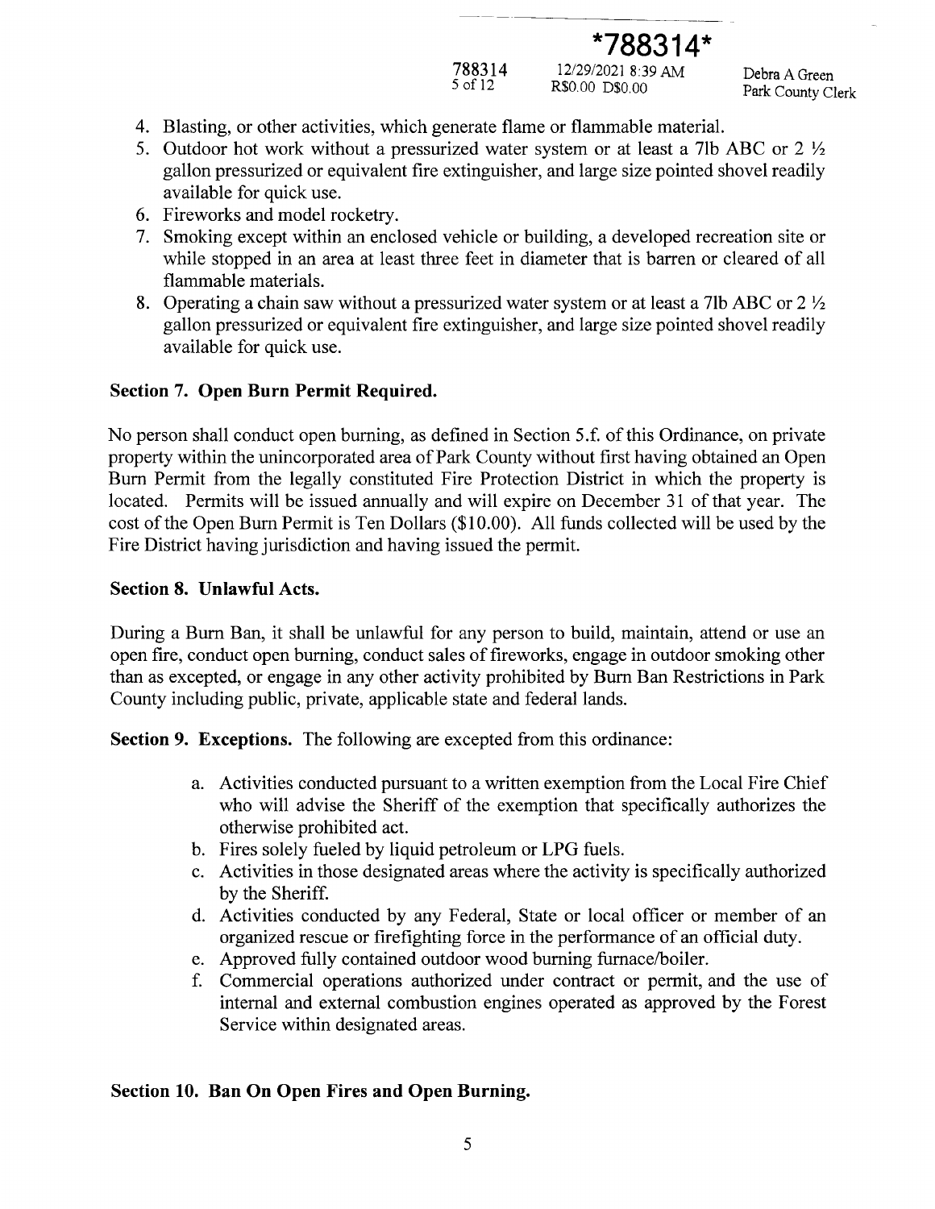4. Blasting, or other activities, which generate flame or flammable material.
5. Outdoor hot work without a pressurized water system or at least a 7lb ABC or 2 ½ gallon pressurized or equivalent fire extinguisher, and large size pointed shovel readily available for quick use.
6. Fireworks and model rocketry.
7. Smoking except within an enclosed vehicle or building, a developed recreation site or while stopped in an area at least three feet in diameter that is barren or cleared of all flammable materials.
8. Operating a chain saw without a pressurized water system or at least a 7lb ABC or 2 ½ gallon pressurized or equivalent fire extinguisher, and large size pointed shovel readily available for quick use.

**Section 7. Open Burn Permit Required.**

No person shall conduct open burning, as defined in Section 5.f. of this Ordinance, on private property within the unincorporated area of Park County without first having obtained an Open Burn Permit from the legally constituted Fire Protection District in which the property is located. Permits will be issued annually and will expire on December 31 of that year. The cost of the Open Burn Permit is Ten Dollars ($10.00). All funds collected will be used by the Fire District having jurisdiction and having issued the permit.

**Section 8. Unlawful Acts.**

During a Burn Ban, it shall be unlawful for any person to build, maintain, attend or use an open fire, conduct open burning, conduct sales of fireworks, engage in outdoor smoking other than as excepted, or engage in any other activity prohibited by Burn Ban Restrictions in Park County including public, private, applicable state and federal lands.

**Section 9. Exceptions.** The following are excepted from this ordinance:

a. Activities conducted pursuant to a written exemption from the Local Fire Chief who will advise the Sheriff of the exemption that specifically authorizes the otherwise prohibited act.
b. Fires solely fueled by liquid petroleum or LPG fuels.
c. Activities in those designated areas where the activity is specifically authorized by the Sheriff.
d. Activities conducted by any Federal, State or local officer or member of an organized rescue or firefighting force in the performance of an official duty.
e. Approved fully contained outdoor wood burning furnace/boiler.
f. Commercial operations authorized under contract or permit, and the use of internal and external combustion engines operated as approved by the Forest Service within designated areas.

**Section 10. Ban On Open Fires and Open Burning.**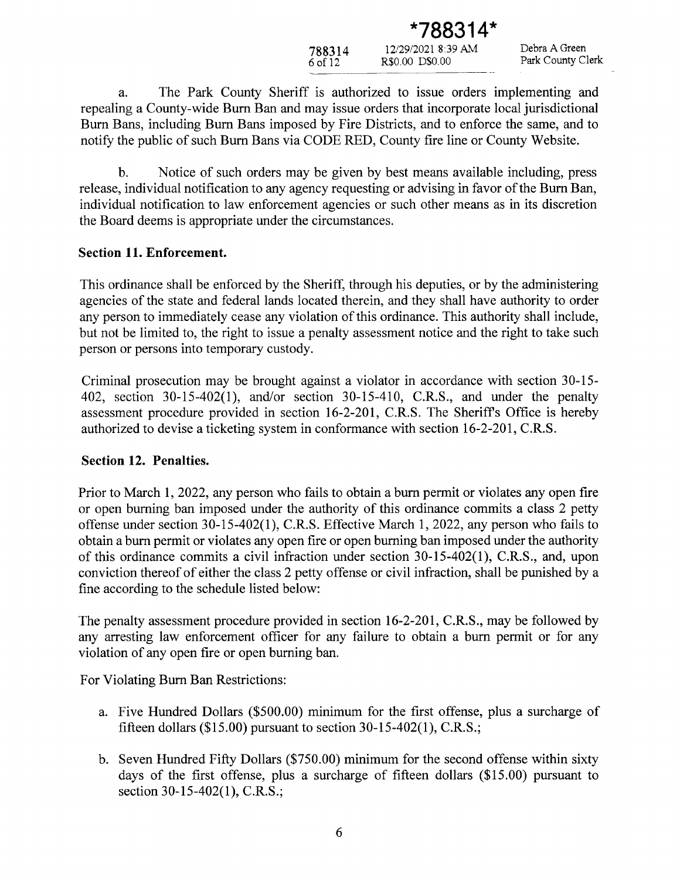a. The Park County Sheriff is authorized to issue orders implementing and repealing a County-wide Burn Ban and may issue orders that incorporate local jurisdictional Burn Bans, including Burn Bans imposed by Fire Districts, and to enforce the same, and to notify the public of such Burn Bans via CODE RED, County fire line or County Website.

b. Notice of such orders may be given by best means available including, press release, individual notification to any agency requesting or advising in favor of the Burn Ban, individual notification to law enforcement agencies or such other means as in its discretion the Board deems is appropriate under the circumstances.

**Section 11. Enforcement.**

This ordinance shall be enforced by the Sheriff, through his deputies, or by the administering agencies of the state and federal lands located therein, and they shall have authority to order any person to immediately cease any violation of this ordinance. This authority shall include, but not be limited to, the right to issue a penalty assessment notice and the right to take such person or persons into temporary custody.

Criminal prosecution may be brought against a violator in accordance with section 30-15-402, section 30-15-402(1), and/or section 30-15-410, C.R.S., and under the penalty assessment procedure provided in section 16-2-201, C.R.S. The Sheriff's Office is hereby authorized to devise a ticketing system in conformance with section 16-2-201, C.R.S.

**Section 12. Penalties.**

Prior to March 1, 2022, any person who fails to obtain a burn permit or violates any open fire or open burning ban imposed under the authority of this ordinance commits a class 2 petty offense under section 30-15-402(1), C.R.S. Effective March 1, 2022, any person who fails to obtain a burn permit or violates any open fire or open burning ban imposed under the authority of this ordinance commits a civil infraction under section 30-15-402(1), C.R.S., and, upon conviction thereof of either the class 2 petty offense or civil infraction, shall be punished by a fine according to the schedule listed below:

The penalty assessment procedure provided in section 16-2-201, C.R.S., may be followed by any arresting law enforcement officer for any failure to obtain a burn permit or for any violation of any open fire or open burning ban.

For Violating Burn Ban Restrictions:

a. Five Hundred Dollars ($500.00) minimum for the first offense, plus a surcharge of fifteen dollars ($15.00) pursuant to section 30-15-402(1), C.R.S.;

b. Seven Hundred Fifty Dollars ($750.00) minimum for the second offense within sixty days of the first offense, plus a surcharge of fifteen dollars ($15.00) pursuant to section 30-15-402(1), C.R.S.;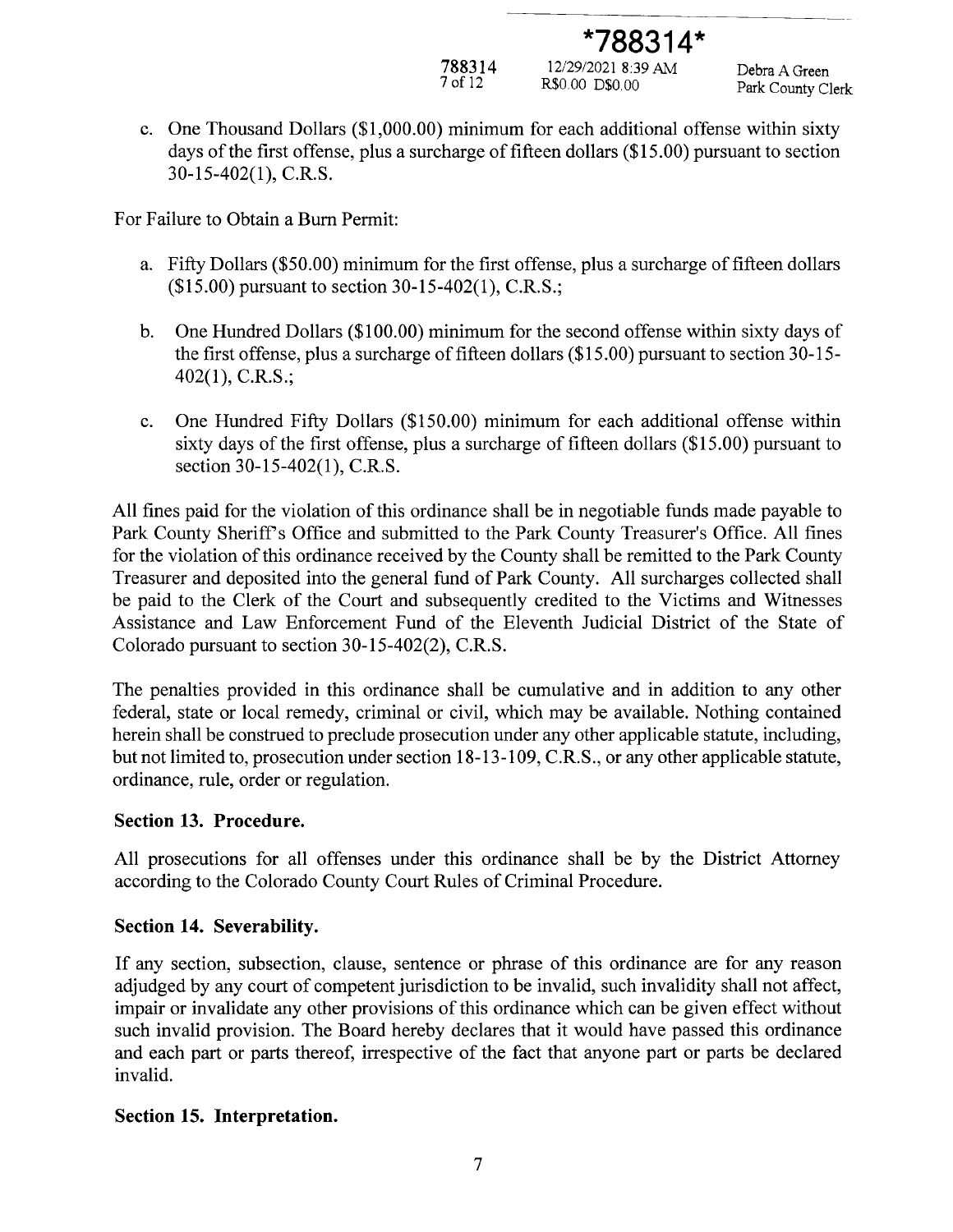c. One Thousand Dollars ($1,000.00) minimum for each additional offense within sixty days of the first offense, plus a surcharge of fifteen dollars ($15.00) pursuant to section 30-15-402(1), C.R.S.

For Failure to Obtain a Burn Permit:

a. Fifty Dollars ($50.00) minimum for the first offense, plus a surcharge of fifteen dollars ($15.00) pursuant to section 30-15-402(1), C.R.S.;

b. One Hundred Dollars ($100.00) minimum for the second offense within sixty days of the first offense, plus a surcharge of fifteen dollars ($15.00) pursuant to section 30-15-402(1), C.R.S.;

c. One Hundred Fifty Dollars ($150.00) minimum for each additional offense within sixty days of the first offense, plus a surcharge of fifteen dollars ($15.00) pursuant to section 30-15-402(1), C.R.S.

All fines paid for the violation of this ordinance shall be in negotiable funds made payable to Park County Sheriff's Office and submitted to the Park County Treasurer's Office. All fines for the violation of this ordinance received by the County shall be remitted to the Park County Treasurer and deposited into the general fund of Park County. All surcharges collected shall be paid to the Clerk of the Court and subsequently credited to the Victims and Witnesses Assistance and Law Enforcement Fund of the Eleventh Judicial District of the State of Colorado pursuant to section 30-15-402(2), C.R.S.

The penalties provided in this ordinance shall be cumulative and in addition to any other federal, state or local remedy, criminal or civil, which may be available. Nothing contained herein shall be construed to preclude prosecution under any other applicable statute, including, but not limited to, prosecution under section 18-13-109, C.R.S., or any other applicable statute, ordinance, rule, order or regulation.

**Section 13. Procedure.**

All prosecutions for all offenses under this ordinance shall be by the District Attorney according to the Colorado County Court Rules of Criminal Procedure.

**Section 14. Severability.**

If any section, subsection, clause, sentence or phrase of this ordinance are for any reason adjudged by any court of competent jurisdiction to be invalid, such invalidity shall not affect, impair or invalidate any other provisions of this ordinance which can be given effect without such invalid provision. The Board hereby declares that it would have passed this ordinance and each part or parts thereof, irrespective of the fact that anyone part or parts be declared invalid.

**Section 15. Interpretation.**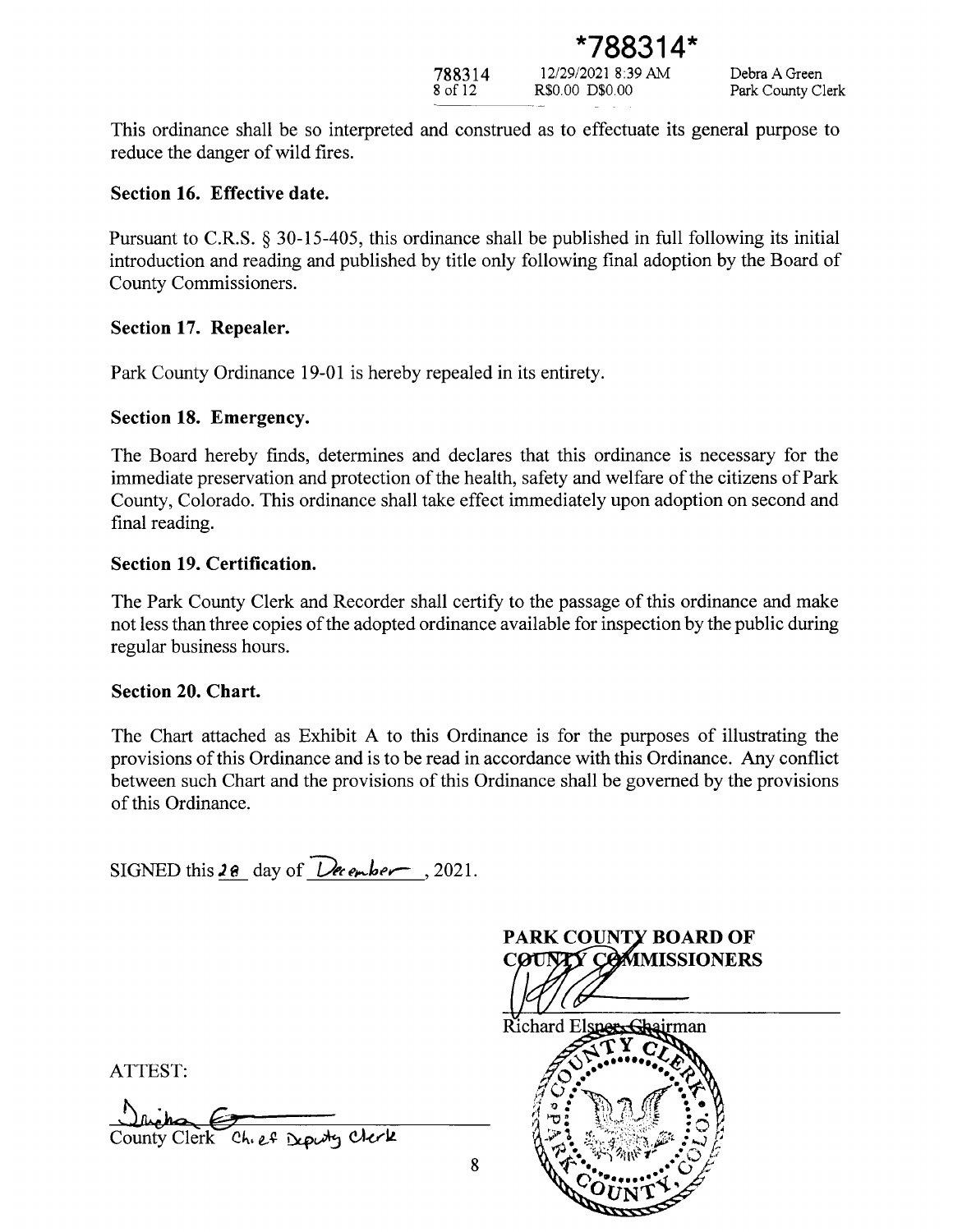This ordinance shall be so interpreted and construed as to effectuate its general purpose to reduce the danger of wild fires.

**Section 16. Effective date.**

Pursuant to C.R.S. § 30-15-405, this ordinance shall be published in full following its initial introduction and reading and published by title only following final adoption by the Board of County Commissioners.

**Section 17. Repealer.**

Park County Ordinance 19-01 is hereby repealed in its entirety.

**Section 18. Emergency.**

The Board hereby finds, determines and declares that this ordinance is necessary for the immediate preservation and protection of the health, safety and welfare of the citizens of Park County, Colorado. This ordinance shall take effect immediately upon adoption on second and final reading.

**Section 19. Certification.**

The Park County Clerk and Recorder shall certify to the passage of this ordinance and make not less than three copies of the adopted ordinance available for inspection by the public during regular business hours.

**Section 20. Chart.**

The Chart attached as Exhibit A to this Ordinance is for the purposes of illustrating the provisions of this Ordinance and is to be read in accordance with this Ordinance. Any conflict between such Chart and the provisions of this Ordinance shall be governed by the provisions of this Ordinance.

SIGNED this 28 day of December, 2021.

**PARK COUNTY BOARD OF COUNTY COMMISSIONERS**

Richard Elsner, Chairman

ATTEST:

County Clerk Chief Deputy Clerk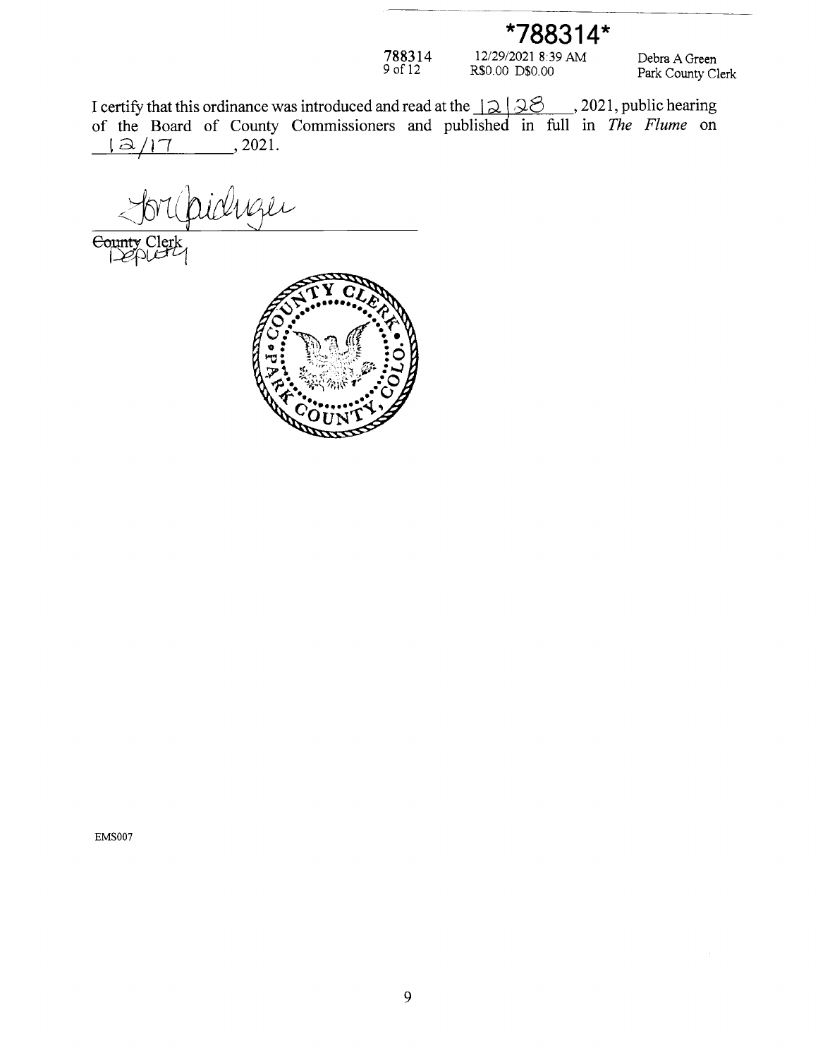*788314*

788314 12/29/2021 8:39 AM Debra A Green
R$0.00 D$0.00 Park County Clerk

I certify that this ordinance was introduced and read at the 12/28, 2021, public hearing of the Board of County Commissioners and published in full in *The Flume* on 12/17, 2021.

~~County~~ Clerk
Deputy

EMS007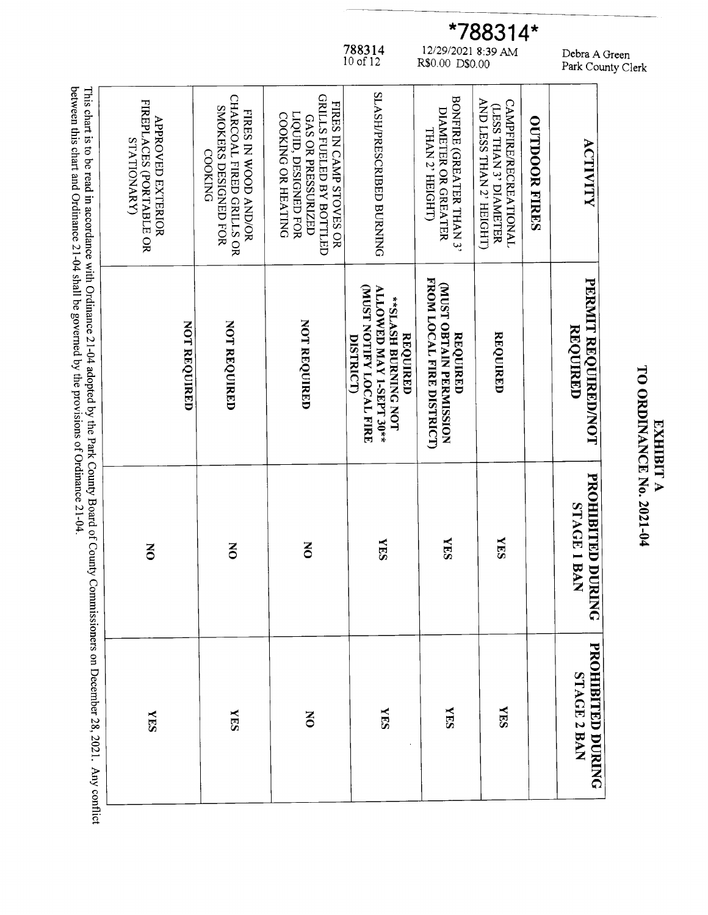# EXHIBIT A
# TO ORDINANCE No. 2021-04

| ACTIVITY | PERMIT REQUIRED/NOT REQUIRED | PROHIBITED DURING STAGE 1 BAN | PROHIBITED DURING STAGE 2 BAN |
|---|---|---|---|
| **OUTDOOR FIRES** | | | |
| CAMPFIRE/RECREATIONAL (LESS THAN 3' DIAMETER AND LESS THAN 2' HEIGHT) | **REQUIRED** | **YES** | **YES** |
| BONFIRE (GREATER THAN 3' DIAMETER OR GREATER THAN 2' HEIGHT) | **REQUIRED (MUST OBTAIN PERMISSION FROM LOCAL FIRE DISTRICT)** | **YES** | **YES** |
| SLASH/PRESCRIBED BURNING | **REQUIRED \*\*SLASH BURNING NOT ALLOWED MAY 1-SEPT 30\*\* (MUST NOTIFY LOCAL FIRE DISTRICT)** | **YES** | **YES** |
| FIRES IN CAMP STOVES OR GRILLS FUELED BY BOTTLED GAS OR PRESSURIZED LIQUID, DESIGNED FOR COOKING OR HEATING | **NOT REQUIRED** | **NO** | **NO** |
| FIRES IN WOOD AND/OR CHARCOAL FIRED GRILLS OR SMOKERS DESIGNED FOR COOKING | **NOT REQUIRED** | **NO** | **YES** |
| APPROVED EXTERIOR FIREPLACES (PORTABLE OR STATIONARY) | **NOT REQUIRED** | **NO** | **YES** |

This chart is to be read in accordance with Ordinance 21-04 adopted by the Park County Board of County Commissioners on December 28, 2021. Any conflict between this chart and Ordinance 21-04 shall be governed by the provisions of Ordinance 21-04.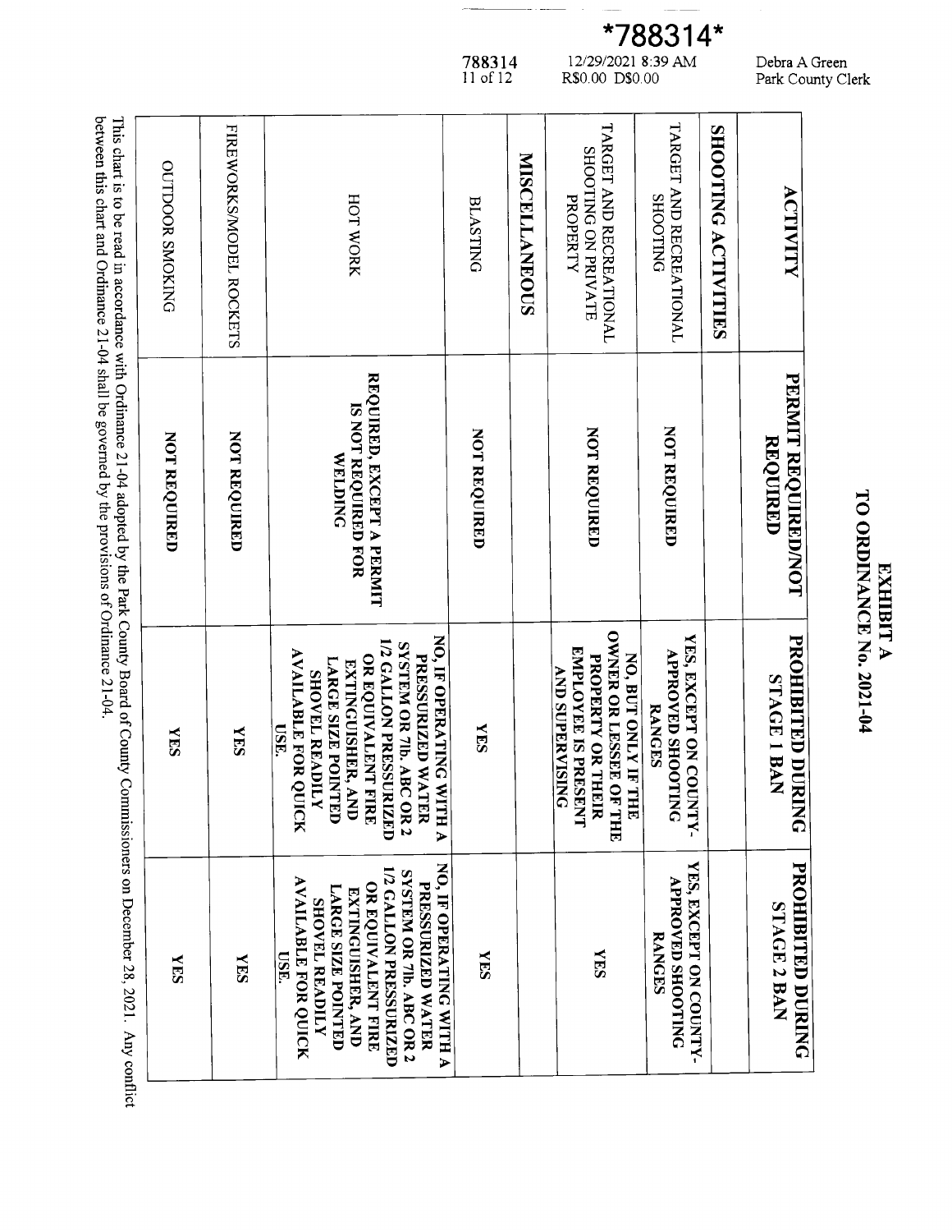*788314*

788314 12/29/2021 8:39 AM Debra A Green
R$0.00 D$0.00 Park County Clerk

# EXHIBIT A
# TO ORDINANCE No. 2021-04

| ACTIVITY | PERMIT REQUIRED/NOT REQUIRED | PROHIBITED DURING STAGE 1 BAN | PROHIBITED DURING STAGE 2 BAN |
|---|---|---|---|
| **SHOOTING ACTIVITIES** | | | |
| TARGET AND RECREATIONAL SHOOTING | NOT REQUIRED | YES, EXCEPT ON COUNTY-APPROVED SHOOTING RANGES | YES, EXCEPT ON COUNTY-APPROVED SHOOTING RANGES |
| TARGET AND RECREATIONAL SHOOTING ON PRIVATE PROPERTY | NOT REQUIRED | NO, BUT ONLY IF THE OWNER OR LESSEE OF THE PROPERTY OR THEIR EMPLOYEE IS PRESENT AND SUPERVISING | YES |
| **MISCELLANEOUS** | | | |
| BLASTING | NOT REQUIRED | YES | YES |
| HOT WORK | REQUIRED, EXCEPT A PERMIT IS NOT REQUIRED FOR WELDING | NO, IF OPERATING WITH A PRESSURIZED WATER SYSTEM OR 7lb. ABC OR 2 1/2 GALLON PRESSURIZED OR EQUIVALENT FIRE EXTINGUISHER, AND LARGE SIZE POINTED SHOVEL READILY AVAILABLE FOR QUICK USE. | NO, IF OPERATING WITH A PRESSURIZED WATER SYSTEM OR 7lb. ABC OR 2 1/2 GALLON PRESSURIZED OR EQUIVALENT FIRE EXTINGUISHER, AND LARGE SIZE POINTED SHOVEL READILY AVAILABLE FOR QUICK USE. |
| FIREWORKS/MODEL ROCKETS | NOT REQUIRED | YES | YES |
| OUTDOOR SMOKING | NOT REQUIRED | YES | YES |

This chart is to be read in accordance with Ordinance 21-04 adopted by the Park County Board of County Commissioners on December 28, 2021. Any conflict between this chart and Ordinance 21-04 shall be governed by the provisions of Ordinance 21-04.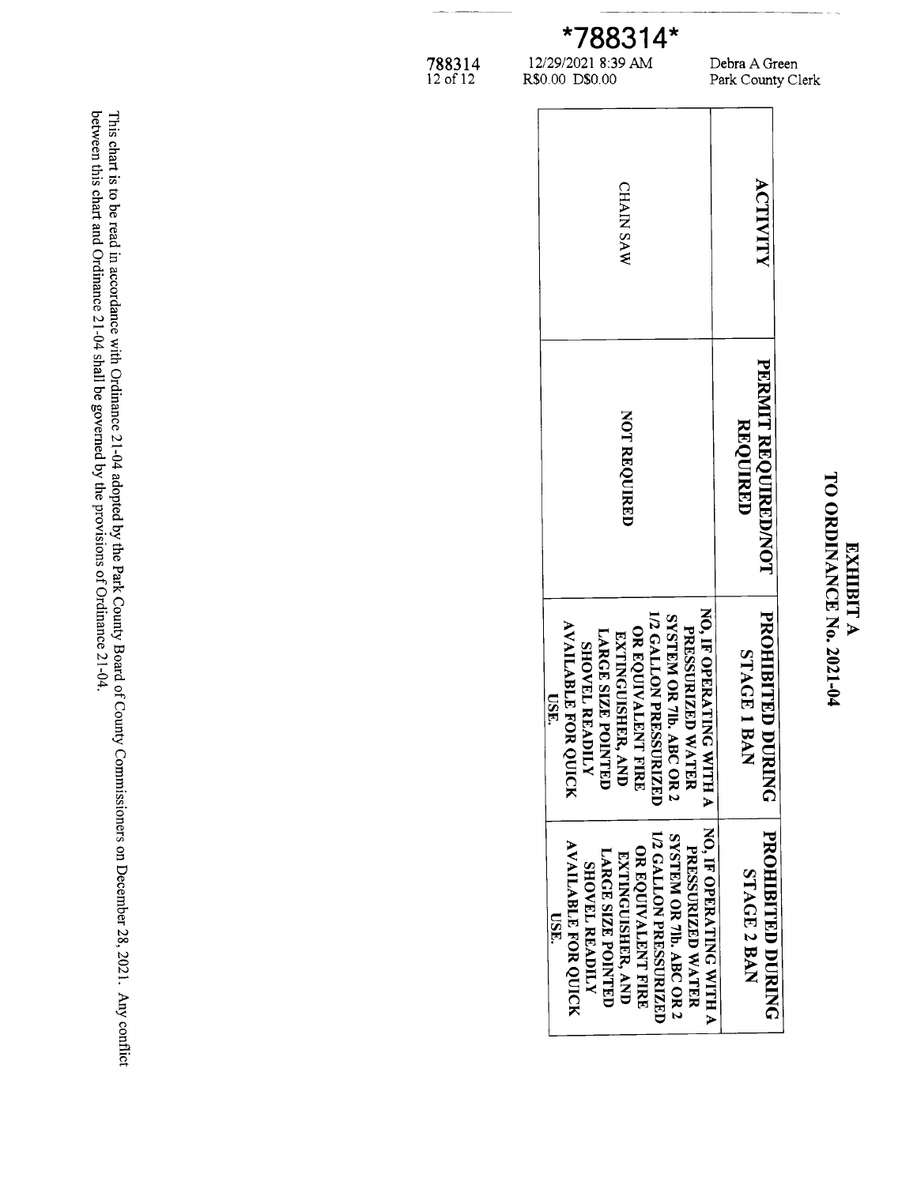*788314*

788314
12 of 12

12/29/2021 8:39 AM
R$0.00 D$0.00

Debra A Green
Park County Clerk

# EXHIBIT A
# TO ORDINANCE No. 2021-04

| ACTIVITY | PERMIT REQUIRED/NOT REQUIRED | PROHIBITED DURING STAGE 1 BAN | PROHIBITED DURING STAGE 2 BAN |
|---|---|---|---|
| CHAIN SAW | NOT REQUIRED | NO, IF OPERATING WITH A PRESSURIZED WATER SYSTEM OR 7lb. ABC OR 2 1/2 GALLON PRESSURIZED OR EQUIVALENT FIRE EXTINGUISHER, AND LARGE SIZE POINTED SHOVEL READILY AVAILABLE FOR QUICK USE. | NO, IF OPERATING WITH A PRESSURIZED WATER SYSTEM OR 7lb. ABC OR 2 1/2 GALLON PRESSURIZED OR EQUIVALENT FIRE EXTINGUISHER, AND LARGE SIZE POINTED SHOVEL READILY AVAILABLE FOR QUICK USE. |

This chart is to be read in accordance with Ordinance 21-04 adopted by the Park County Board of County Commissioners on December 28, 2021. Any conflict between this chart and Ordinance 21-04 shall be governed by the provisions of Ordinance 21-04.